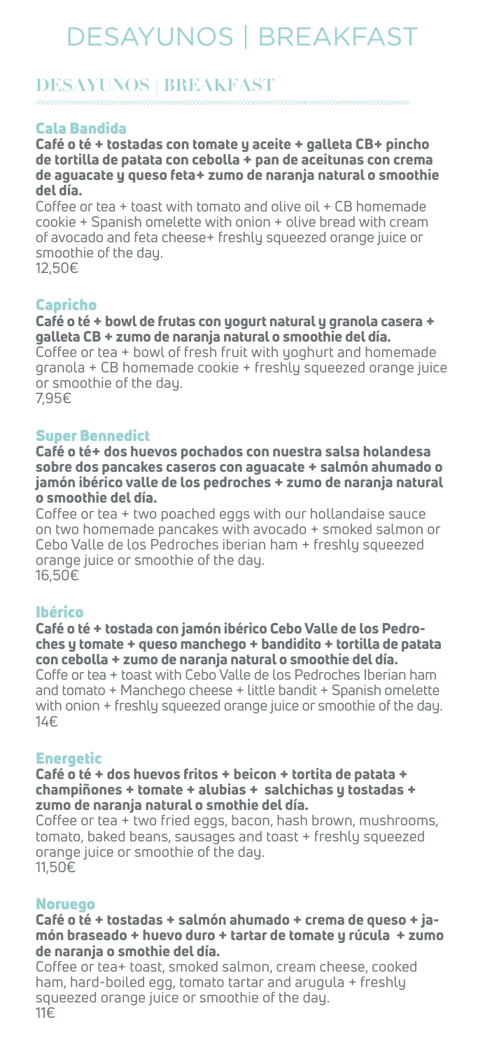# DESAYUNOS | BREAKFAST

## DESAYUNOS | BREAKFAST

### Cala Bandida

**Café o té + tostadas con tomate y aceite + galleta CB+ pincho de tortilla de patata con cebolla + pan de aceitunas con crema de aguacate y queso feta+ zumo de naranja natural o smoothie del día.**

Coffee or tea + toast with tomato and olive oil + CB homemade cookie + Spanish omelette with onion + olive bread with cream of avocado and feta cheese+ freshly squeezed orange juice or smoothie of the day.

12,50€

### Capricho

**Café o té + bowl de frutas con yogurt natural y granola casera + galleta CB + zumo de naranja natural o smoothie del día.**

Coffee or tea + bowl of fresh fruit with yoghurt and homemade granola + CB homemade cookie + freshly squeezed orange juice or smoothie of the day.

7,95€

### Super Bennedict

**Café o té+ dos huevos pochados con nuestra salsa holandesa sobre dos pancakes caseros con aguacate + salmón ahumado o jamón ibérico valle de los pedroches + zumo de naranja natural o smoothie del día.**

Coffee or tea + two poached eggs with our hollandaise sauce on two homemade pancakes with avocado + smoked salmon or Cebo Valle de los Pedroches iberian ham + freshly squeezed orange juice or smoothie of the day.

16,50€

### Ibérico

**Café o té + tostada con jamón ibérico Cebo Valle de los Pedroches y tomate + queso manchego + bandidito + tortilla de patata con cebolla + zumo de naranja natural o smoothie del día.**

Coffe or tea + toast with Cebo Valle de los Pedroches Iberian ham and tomato + Manchego cheese + little bandit + Spanish omelette with onion + freshly squeezed orange juice or smoothie of the day.

14€

### Energetic

**Café o té + dos huevos fritos + beicon + tortita de patata + champiñones + tomate + alubias + salchichas y tostadas + zumo de naranja natural o smothie del día.**

Coffee or tea + two fried eggs, bacon, hash brown, mushrooms, tomato, baked beans, sausages and toast + freshly squeezed orange juice or smoothie of the day.

11,50€

### Noruego

**Café o té + tostadas + salmón ahumado + crema de queso + jamón braseado + huevo duro + tartar de tomate y rúcula + zumo de naranja o smothie del día.**

Coffee or tea+ toast, smoked salmon, cream cheese, cooked ham, hard-boiled egg, tomato tartar and arugula + freshly squeezed orange juice or smoothie of the day.

11€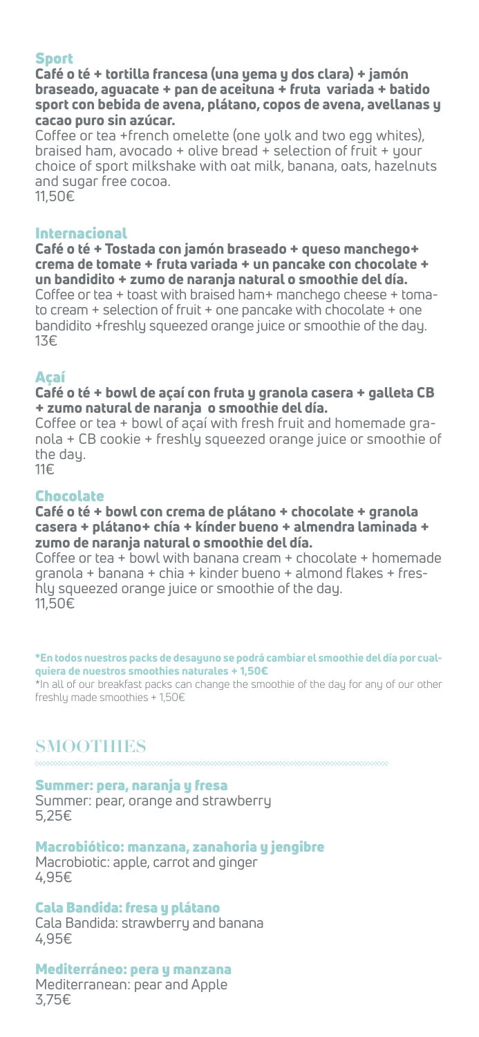### Sport

**Café o té + tortilla francesa (una yema y dos clara) + jamón braseado, aguacate + pan de aceituna + fruta variada + batido sport con bebida de avena, plátano, copos de avena, avellanas y cacao puro sin azúcar.**

Coffee or tea +french omelette (one yolk and two egg whites), braised ham, avocado + olive bread + selection of fruit + your choice of sport milkshake with oat milk, banana, oats, hazelnuts and sugar free cocoa.

11,50€

### Internacional

**Café o té + Tostada con jamón braseado + queso manchego+ crema de tomate + fruta variada + un pancake con chocolate + un bandidito + zumo de naranja natural o smoothie del día.**

Coffee or tea + toast with braised ham+ manchego cheese + tomato cream + selection of fruit + one pancake with chocolate + one bandidito +freshly squeezed orange juice or smoothie of the day.

13€

### Açaí

**Café o té + bowl de açaí con fruta y granola casera + galleta CB + zumo natural de naranja o smoothie del día.**

Coffee or tea + bowl of açaí with fresh fruit and homemade granola + CB cookie + freshly squeezed orange juice or smoothie of the day.

11€

### Chocolate

**Café o té + bowl con crema de plátano + chocolate + granola casera + plátano+ chía + kínder bueno + almendra laminada + zumo de naranja natural o smoothie del día.**

Coffee or tea + bowl with banana cream + chocolate + homemade granola + banana + chia + kinder bueno + almond flakes + freshly squeezed orange juice or smoothie of the day.

11,50€

**\*En todos nuestros packs de desayuno se podrá cambiar el smoothie del día por cualquiera de nuestros smoothies naturales + 1,50€**

\*In all of our breakfast packs can change the smoothie of the day for any of our other freshly made smoothies + 1,50€

## SMOOTHIES

### Summer: pera, naranja y fresa

Summer: pear, orange and strawberry

5,25€

### Macrobiótico: manzana, zanahoria y jengibre

Macrobiotic: apple, carrot and ginger

4,95€

### Cala Bandida: fresa y plátano

Cala Bandida: strawberry and banana

4,95€

### Mediterráneo: pera y manzana

Mediterranean: pear and Apple

3,75€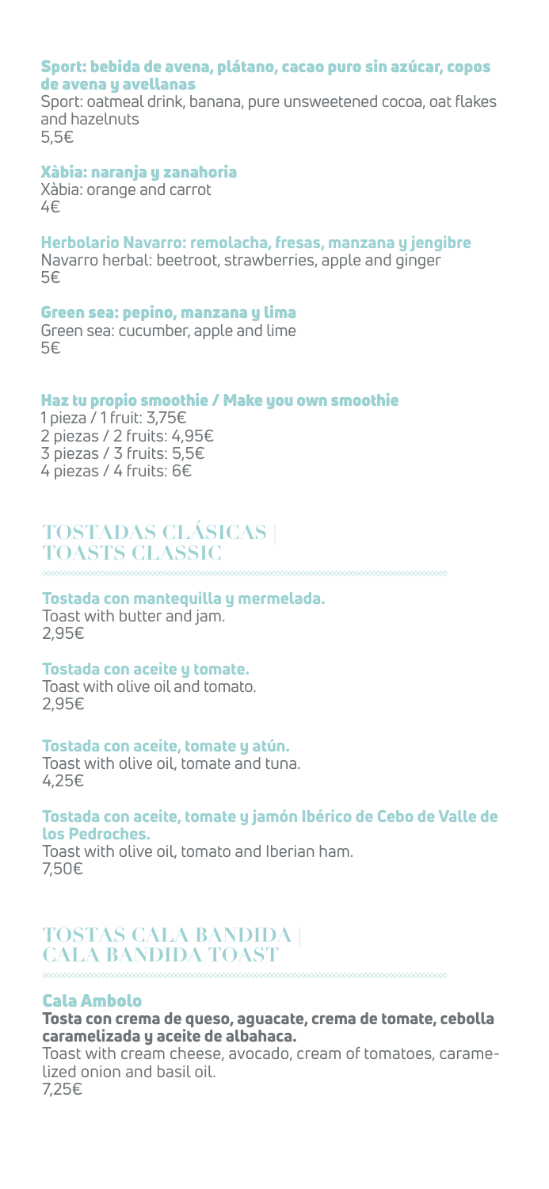**Sport: bebida de avena, plátano, cacao puro sin azúcar, copos de avena y avellanas**

Sport: oatmeal drink, banana, pure unsweetened cocoa, oat flakes and hazelnuts

5,5€

**Xàbia: naranja y zanahoria**

Xàbia: orange and carrot

4€

**Herbolario Navarro: remolacha, fresas, manzana y jengibre**

Navarro herbal: beetroot, strawberries, apple and ginger

5€

**Green sea: pepino, manzana y lima**

Green sea: cucumber, apple and lime

5€

**Haz tu propio smoothie / Make you own smoothie**

1 pieza / 1 fruit: 3,75€
2 piezas / 2 fruits: 4,95€
3 piezas / 3 fruits: 5,5€
4 piezas / 4 fruits: 6€

## TOSTADAS CLÁSICAS | TOASTS CLASSIC

**Tostada con mantequilla y mermelada.**

Toast with butter and jam.

2,95€

**Tostada con aceite y tomate.**

Toast with olive oil and tomato.

2,95€

**Tostada con aceite, tomate y atún.**

Toast with olive oil, tomate and tuna.

4,25€

**Tostada con aceite, tomate y jamón Ibérico de Cebo de Valle de los Pedroches.**

Toast with olive oil, tomato and Iberian ham.

7,50€

## TOSTAS CALA BANDIDA | CALA BANDIDA TOAST

**Cala Ambolo**

**Tosta con crema de queso, aguacate, crema de tomate, cebolla caramelizada y aceite de albahaca.**

Toast with cream cheese, avocado, cream of tomatoes, caramelized onion and basil oil.

7,25€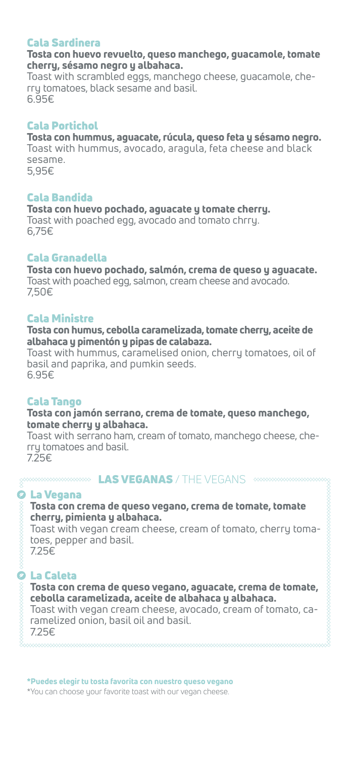## Cala Sardinera

**Tosta con huevo revuelto, queso manchego, guacamole, tomate cherry, sésamo negro y albahaca.**

Toast with scrambled eggs, manchego cheese, guacamole, cherry tomatoes, black sesame and basil.

6.95€

## Cala Portichol

**Tosta con hummus, aguacate, rúcula, queso feta y sésamo negro.**

Toast with hummus, avocado, aragula, feta cheese and black sesame.

5,95€

## Cala Bandida

**Tosta con huevo pochado, aguacate y tomate cherry.**

Toast with poached egg, avocado and tomato chrry.

6,75€

## Cala Granadella

**Tosta con huevo pochado, salmón, crema de queso y aguacate.**

Toast with poached egg, salmon, cream cheese and avocado.

7,50€

## Cala Ministre

**Tosta con humus, cebolla caramelizada, tomate cherry, aceite de albahaca y pimentón y pipas de calabaza.**

Toast with hummus, caramelised onion, cherry tomatoes, oil of basil and paprika, and pumkin seeds.

6.95€

## Cala Tango

**Tosta con jamón serrano, crema de tomate, queso manchego, tomate cherry y albahaca.**

Toast with serrano ham, cream of tomato, manchego cheese, cherry tomatoes and basil.

7.25€

# LAS VEGANAS / THE VEGANS

## La Vegana

**Tosta con crema de queso vegano, crema de tomate, tomate cherry, pimienta y albahaca.**

Toast with vegan cream cheese, cream of tomato, cherry tomatoes, pepper and basil.

7.25€

## La Caleta

**Tosta con crema de queso vegano, aguacate, crema de tomate, cebolla caramelizada, aceite de albahaca y albahaca.**

Toast with vegan cream cheese, avocado, cream of tomato, caramelized onion, basil oil and basil.

7.25€

**\*Puedes elegir tu tosta favorita con nuestro queso vegano**

\*You can choose your favorite toast with our vegan cheese.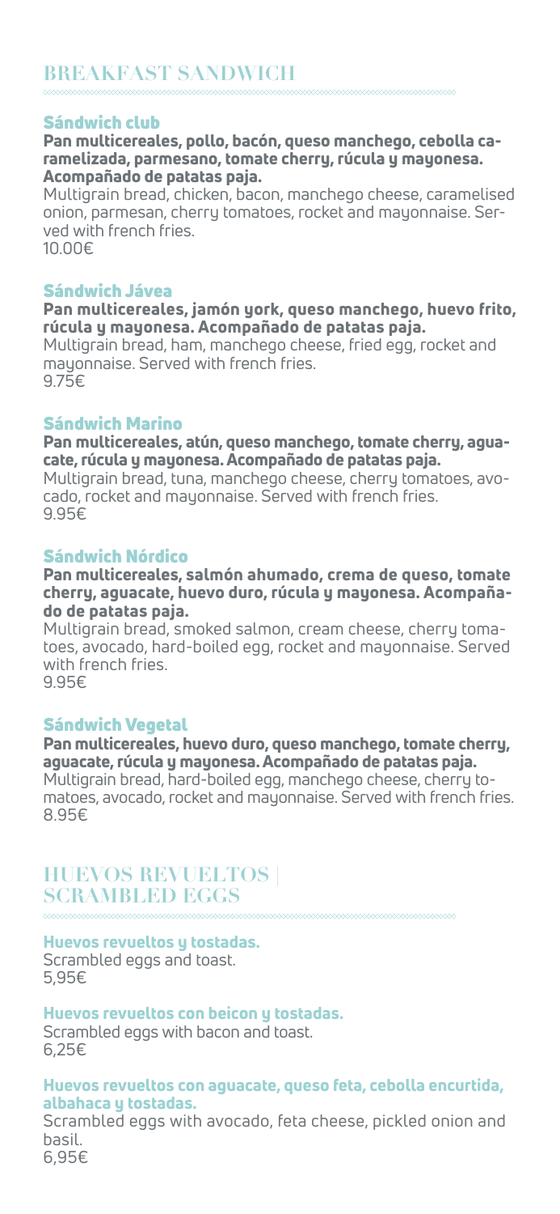## BREAKFAST SANDWICH

### Sándwich club

**Pan multicereales, pollo, bacón, queso manchego, cebolla caramelizada, parmesano, tomate cherry, rúcula y mayonesa. Acompañado de patatas paja.**

Multigrain bread, chicken, bacon, manchego cheese, caramelised onion, parmesan, cherry tomatoes, rocket and mayonnaise. Served with french fries.
10.00€

### Sándwich Jávea

**Pan multicereales, jamón york, queso manchego, huevo frito, rúcula y mayonesa. Acompañado de patatas paja.**

Multigrain bread, ham, manchego cheese, fried egg, rocket and mayonnaise. Served with french fries.
9.75€

### Sándwich Marino

**Pan multicereales, atún, queso manchego, tomate cherry, aguacate, rúcula y mayonesa. Acompañado de patatas paja.**

Multigrain bread, tuna, manchego cheese, cherry tomatoes, avocado, rocket and mayonnaise. Served with french fries.
9.95€

### Sándwich Nórdico

**Pan multicereales, salmón ahumado, crema de queso, tomate cherry, aguacate, huevo duro, rúcula y mayonesa. Acompañado de patatas paja.**

Multigrain bread, smoked salmon, cream cheese, cherry tomatoes, avocado, hard-boiled egg, rocket and mayonnaise. Served with french fries.
9.95€

### Sándwich Vegetal

**Pan multicereales, huevo duro, queso manchego, tomate cherry, aguacate, rúcula y mayonesa. Acompañado de patatas paja.**

Multigrain bread, hard-boiled egg, manchego cheese, cherry tomatoes, avocado, rocket and mayonnaise. Served with french fries.
8.95€

## HUEVOS REVUELTOS | SCRAMBLED EGGS

**Huevos revueltos y tostadas.**
Scrambled eggs and toast.
5,95€

**Huevos revueltos con beicon y tostadas.**
Scrambled eggs with bacon and toast.
6,25€

**Huevos revueltos con aguacate, queso feta, cebolla encurtida, albahaca y tostadas.**
Scrambled eggs with avocado, feta cheese, pickled onion and basil.
6,95€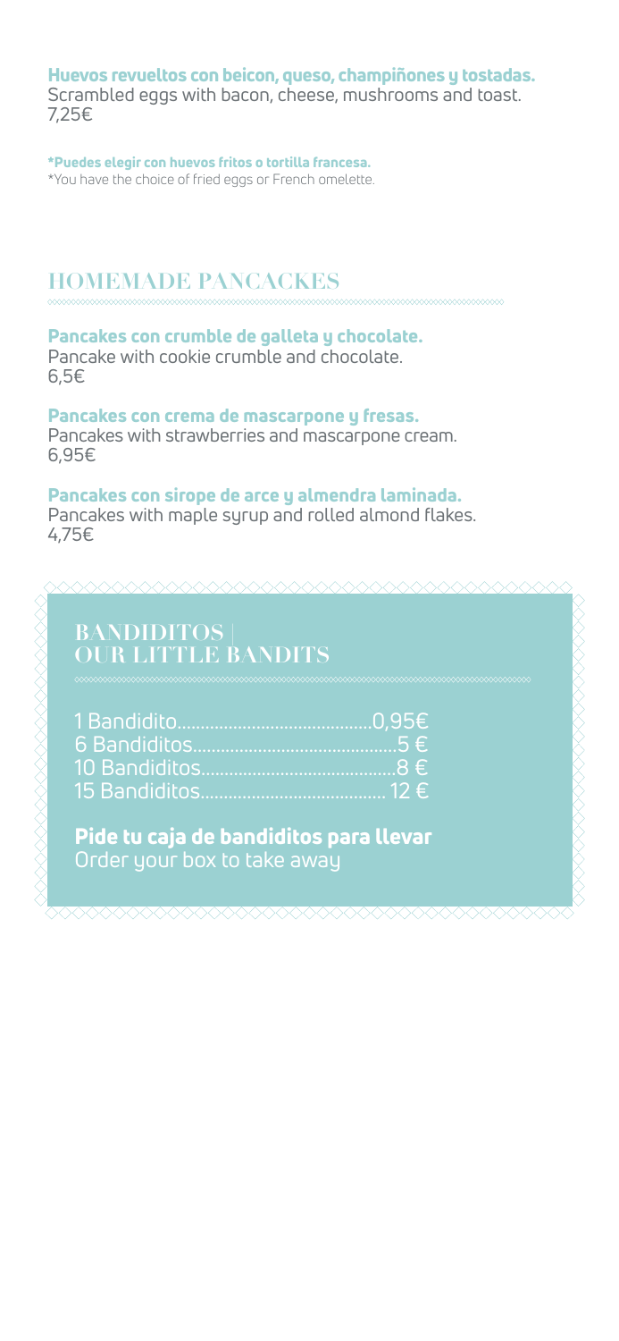**Huevos revueltos con beicon, queso, champiñones y tostadas.**
Scrambled eggs with bacon, cheese, mushrooms and toast.
7,25€

***Puedes elegir con huevos fritos o tortilla francesa.**
*You have the choice of fried eggs or French omelette.

## HOMEMADE PANCACKES

**Pancakes con crumble de galleta y chocolate.**
Pancake with cookie crumble and chocolate.
6,5€

**Pancakes con crema de mascarpone y fresas.**
Pancakes with strawberries and mascarpone cream.
6,95€

**Pancakes con sirope de arce y almendra laminada.**
Pancakes with maple syrup and rolled almond flakes.
4,75€

## BANDIDITOS | OUR LITTLE BANDITS

1 Bandidito..........................................0,95€
6 Bandiditos............................................5 €
10 Bandiditos..........................................8 €
15 Bandiditos........................................ 12 €

**Pide tu caja de bandiditos para llevar**
Order your box to take away